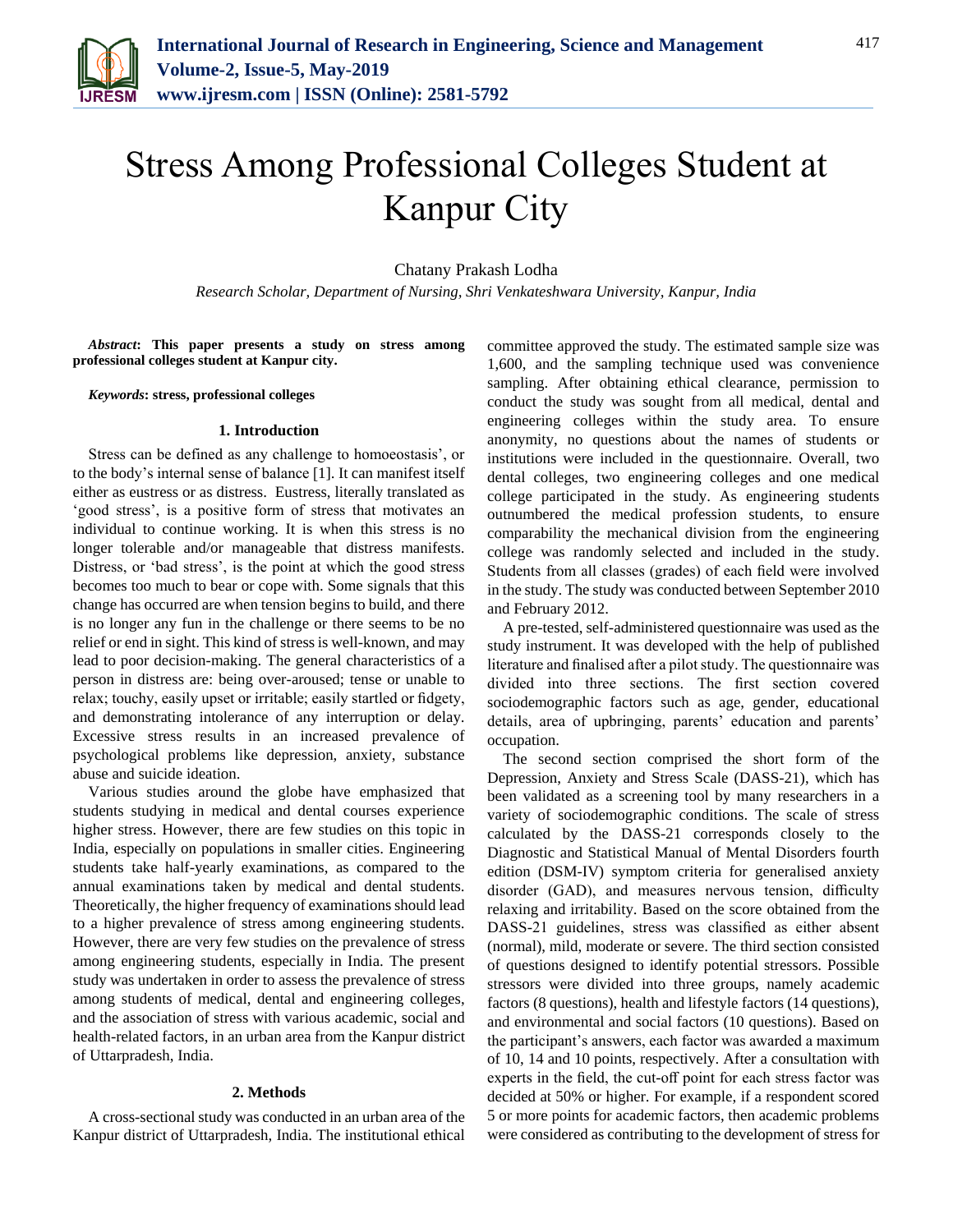# Stress Among Professional Colleges Student at Kanpur City

Chatany Prakash Lodha

*Research Scholar, Department of Nursing, Shri Venkateshwara University, Kanpur, India*

***Abstract*: This paper presents a study on stress among professional colleges student at Kanpur city.**

***Keywords*: stress, professional colleges**

## 1. Introduction

Stress can be defined as any challenge to homoeostasis', or to the body's internal sense of balance [1]. It can manifest itself either as eustress or as distress. Eustress, literally translated as 'good stress', is a positive form of stress that motivates an individual to continue working. It is when this stress is no longer tolerable and/or manageable that distress manifests. Distress, or 'bad stress', is the point at which the good stress becomes too much to bear or cope with. Some signals that this change has occurred are when tension begins to build, and there is no longer any fun in the challenge or there seems to be no relief or end in sight. This kind of stress is well-known, and may lead to poor decision-making. The general characteristics of a person in distress are: being over-aroused; tense or unable to relax; touchy, easily upset or irritable; easily startled or fidgety, and demonstrating intolerance of any interruption or delay. Excessive stress results in an increased prevalence of psychological problems like depression, anxiety, substance abuse and suicide ideation.

Various studies around the globe have emphasized that students studying in medical and dental courses experience higher stress. However, there are few studies on this topic in India, especially on populations in smaller cities. Engineering students take half-yearly examinations, as compared to the annual examinations taken by medical and dental students. Theoretically, the higher frequency of examinations should lead to a higher prevalence of stress among engineering students. However, there are very few studies on the prevalence of stress among engineering students, especially in India. The present study was undertaken in order to assess the prevalence of stress among students of medical, dental and engineering colleges, and the association of stress with various academic, social and health-related factors, in an urban area from the Kanpur district of Uttarpradesh, India.

## 2. Methods

A cross-sectional study was conducted in an urban area of the Kanpur district of Uttarpradesh, India. The institutional ethical committee approved the study. The estimated sample size was 1,600, and the sampling technique used was convenience sampling. After obtaining ethical clearance, permission to conduct the study was sought from all medical, dental and engineering colleges within the study area. To ensure anonymity, no questions about the names of students or institutions were included in the questionnaire. Overall, two dental colleges, two engineering colleges and one medical college participated in the study. As engineering students outnumbered the medical profession students, to ensure comparability the mechanical division from the engineering college was randomly selected and included in the study. Students from all classes (grades) of each field were involved in the study. The study was conducted between September 2010 and February 2012.

A pre-tested, self-administered questionnaire was used as the study instrument. It was developed with the help of published literature and finalised after a pilot study. The questionnaire was divided into three sections. The first section covered sociodemographic factors such as age, gender, educational details, area of upbringing, parents' education and parents' occupation.

The second section comprised the short form of the Depression, Anxiety and Stress Scale (DASS-21), which has been validated as a screening tool by many researchers in a variety of sociodemographic conditions. The scale of stress calculated by the DASS-21 corresponds closely to the Diagnostic and Statistical Manual of Mental Disorders fourth edition (DSM-IV) symptom criteria for generalised anxiety disorder (GAD), and measures nervous tension, difficulty relaxing and irritability. Based on the score obtained from the DASS-21 guidelines, stress was classified as either absent (normal), mild, moderate or severe. The third section consisted of questions designed to identify potential stressors. Possible stressors were divided into three groups, namely academic factors (8 questions), health and lifestyle factors (14 questions), and environmental and social factors (10 questions). Based on the participant's answers, each factor was awarded a maximum of 10, 14 and 10 points, respectively. After a consultation with experts in the field, the cut-off point for each stress factor was decided at 50% or higher. For example, if a respondent scored 5 or more points for academic factors, then academic problems were considered as contributing to the development of stress for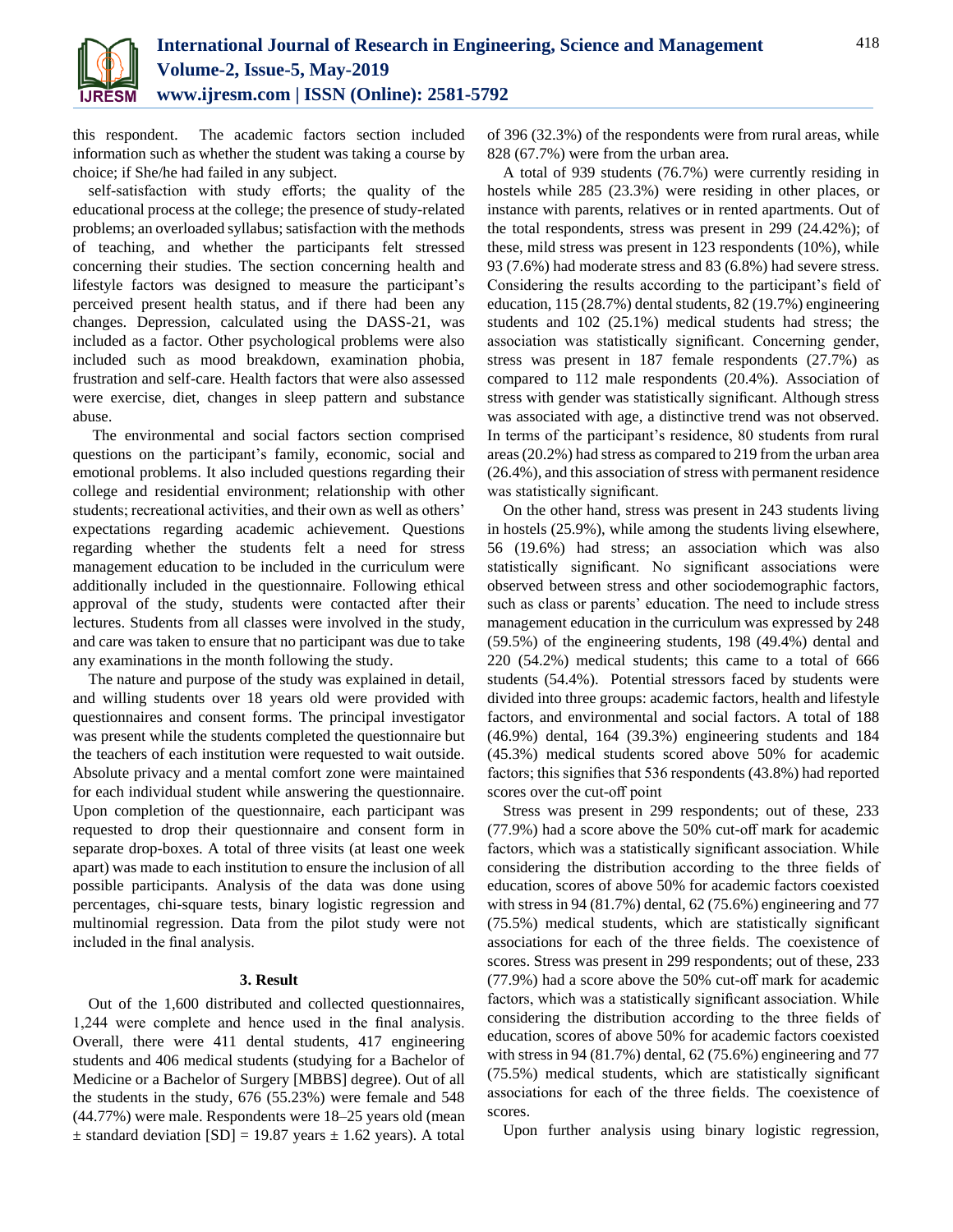this respondent. The academic factors section included information such as whether the student was taking a course by choice; if She/he had failed in any subject.

self-satisfaction with study efforts; the quality of the educational process at the college; the presence of study-related problems; an overloaded syllabus; satisfaction with the methods of teaching, and whether the participants felt stressed concerning their studies. The section concerning health and lifestyle factors was designed to measure the participant's perceived present health status, and if there had been any changes. Depression, calculated using the DASS-21, was included as a factor. Other psychological problems were also included such as mood breakdown, examination phobia, frustration and self-care. Health factors that were also assessed were exercise, diet, changes in sleep pattern and substance abuse.

The environmental and social factors section comprised questions on the participant's family, economic, social and emotional problems. It also included questions regarding their college and residential environment; relationship with other students; recreational activities, and their own as well as others' expectations regarding academic achievement. Questions regarding whether the students felt a need for stress management education to be included in the curriculum were additionally included in the questionnaire. Following ethical approval of the study, students were contacted after their lectures. Students from all classes were involved in the study, and care was taken to ensure that no participant was due to take any examinations in the month following the study.

The nature and purpose of the study was explained in detail, and willing students over 18 years old were provided with questionnaires and consent forms. The principal investigator was present while the students completed the questionnaire but the teachers of each institution were requested to wait outside. Absolute privacy and a mental comfort zone were maintained for each individual student while answering the questionnaire. Upon completion of the questionnaire, each participant was requested to drop their questionnaire and consent form in separate drop-boxes. A total of three visits (at least one week apart) was made to each institution to ensure the inclusion of all possible participants. Analysis of the data was done using percentages, chi-square tests, binary logistic regression and multinomial regression. Data from the pilot study were not included in the final analysis.

## 3. Result

Out of the 1,600 distributed and collected questionnaires, 1,244 were complete and hence used in the final analysis. Overall, there were 411 dental students, 417 engineering students and 406 medical students (studying for a Bachelor of Medicine or a Bachelor of Surgery [MBBS] degree). Out of all the students in the study, 676 (55.23%) were female and 548 (44.77%) were male. Respondents were 18–25 years old (mean ± standard deviation [SD] = 19.87 years ± 1.62 years). A total of 396 (32.3%) of the respondents were from rural areas, while 828 (67.7%) were from the urban area.

A total of 939 students (76.7%) were currently residing in hostels while 285 (23.3%) were residing in other places, or instance with parents, relatives or in rented apartments. Out of the total respondents, stress was present in 299 (24.42%); of these, mild stress was present in 123 respondents (10%), while 93 (7.6%) had moderate stress and 83 (6.8%) had severe stress. Considering the results according to the participant's field of education, 115 (28.7%) dental students, 82 (19.7%) engineering students and 102 (25.1%) medical students had stress; the association was statistically significant. Concerning gender, stress was present in 187 female respondents (27.7%) as compared to 112 male respondents (20.4%). Association of stress with gender was statistically significant. Although stress was associated with age, a distinctive trend was not observed. In terms of the participant's residence, 80 students from rural areas (20.2%) had stress as compared to 219 from the urban area (26.4%), and this association of stress with permanent residence was statistically significant.

On the other hand, stress was present in 243 students living in hostels (25.9%), while among the students living elsewhere, 56 (19.6%) had stress; an association which was also statistically significant. No significant associations were observed between stress and other sociodemographic factors, such as class or parents' education. The need to include stress management education in the curriculum was expressed by 248 (59.5%) of the engineering students, 198 (49.4%) dental and 220 (54.2%) medical students; this came to a total of 666 students (54.4%). Potential stressors faced by students were divided into three groups: academic factors, health and lifestyle factors, and environmental and social factors. A total of 188 (46.9%) dental, 164 (39.3%) engineering students and 184 (45.3%) medical students scored above 50% for academic factors; this signifies that 536 respondents (43.8%) had reported scores over the cut-off point

Stress was present in 299 respondents; out of these, 233 (77.9%) had a score above the 50% cut-off mark for academic factors, which was a statistically significant association. While considering the distribution according to the three fields of education, scores of above 50% for academic factors coexisted with stress in 94 (81.7%) dental, 62 (75.6%) engineering and 77 (75.5%) medical students, which are statistically significant associations for each of the three fields. The coexistence of scores. Stress was present in 299 respondents; out of these, 233 (77.9%) had a score above the 50% cut-off mark for academic factors, which was a statistically significant association. While considering the distribution according to the three fields of education, scores of above 50% for academic factors coexisted with stress in 94 (81.7%) dental, 62 (75.6%) engineering and 77 (75.5%) medical students, which are statistically significant associations for each of the three fields. The coexistence of scores.

Upon further analysis using binary logistic regression,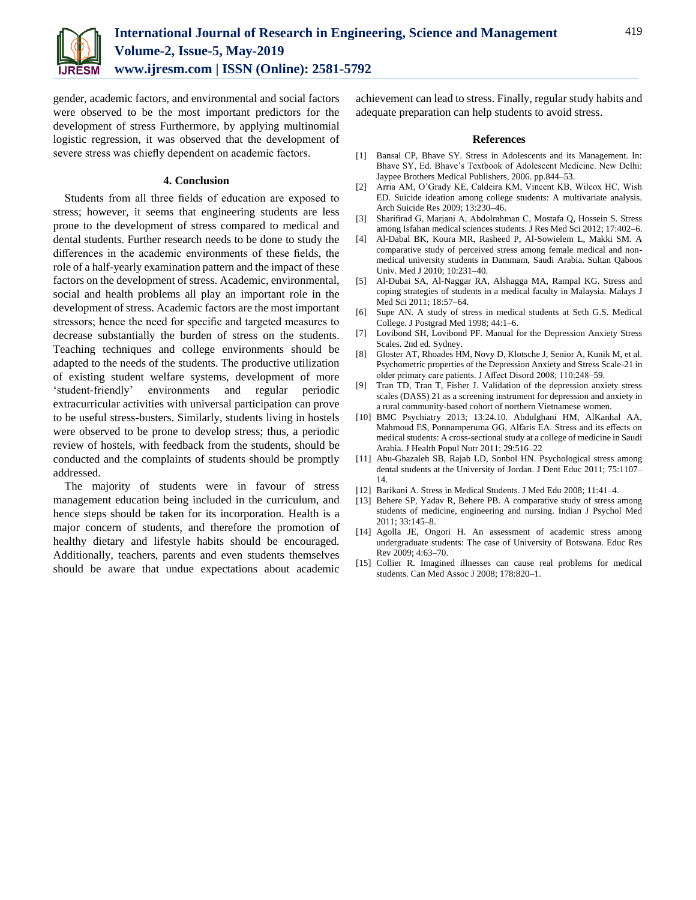gender, academic factors, and environmental and social factors were observed to be the most important predictors for the development of stress Furthermore, by applying multinomial logistic regression, it was observed that the development of severe stress was chiefly dependent on academic factors.

## 4. Conclusion

Students from all three fields of education are exposed to stress; however, it seems that engineering students are less prone to the development of stress compared to medical and dental students. Further research needs to be done to study the differences in the academic environments of these fields, the role of a half-yearly examination pattern and the impact of these factors on the development of stress. Academic, environmental, social and health problems all play an important role in the development of stress. Academic factors are the most important stressors; hence the need for specific and targeted measures to decrease substantially the burden of stress on the students. Teaching techniques and college environments should be adapted to the needs of the students. The productive utilization of existing student welfare systems, development of more 'student-friendly' environments and regular periodic extracurricular activities with universal participation can prove to be useful stress-busters. Similarly, students living in hostels were observed to be prone to develop stress; thus, a periodic review of hostels, with feedback from the students, should be conducted and the complaints of students should be promptly addressed.

The majority of students were in favour of stress management education being included in the curriculum, and hence steps should be taken for its incorporation. Health is a major concern of students, and therefore the promotion of healthy dietary and lifestyle habits should be encouraged. Additionally, teachers, parents and even students themselves should be aware that undue expectations about academic achievement can lead to stress. Finally, regular study habits and adequate preparation can help students to avoid stress.

## References

[1] Bansal CP, Bhave SY. Stress in Adolescents and its Management. In: Bhave SY, Ed. Bhave's Textbook of Adolescent Medicine. New Delhi: Jaypee Brothers Medical Publishers, 2006. pp.844–53.

[2] Arria AM, O'Grady KE, Caldeira KM, Vincent KB, Wilcox HC, Wish ED. Suicide ideation among college students: A multivariate analysis. Arch Suicide Res 2009; 13:230–46.

[3] Sharifirad G, Marjani A, Abdolrahman C, Mostafa Q, Hossein S. Stress among Isfahan medical sciences students. J Res Med Sci 2012; 17:402–6.

[4] Al-Dabal BK, Koura MR, Rasheed P, Al-Sowielem L, Makki SM. A comparative study of perceived stress among female medical and non-medical university students in Dammam, Saudi Arabia. Sultan Qaboos Univ. Med J 2010; 10:231–40.

[5] Al-Dubai SA, Al-Naggar RA, Alshagga MA, Rampal KG. Stress and coping strategies of students in a medical faculty in Malaysia. Malays J Med Sci 2011; 18:57–64.

[6] Supe AN. A study of stress in medical students at Seth G.S. Medical College. J Postgrad Med 1998; 44:1–6.

[7] Lovibond SH, Lovibond PF. Manual for the Depression Anxiety Stress Scales. 2nd ed. Sydney.

[8] Gloster AT, Rhoades HM, Novy D, Klotsche J, Senior A, Kunik M, et al. Psychometric properties of the Depression Anxiety and Stress Scale-21 in older primary care patients. J Affect Disord 2008; 110:248–59.

[9] Tran TD, Tran T, Fisher J. Validation of the depression anxiety stress scales (DASS) 21 as a screening instrument for depression and anxiety in a rural community-based cohort of northern Vietnamese women.

[10] BMC Psychiatry 2013; 13:24.10. Abdulghani HM, AlKanhal AA, Mahmoud ES, Ponnamperuma GG, Alfaris EA. Stress and its effects on medical students: A cross-sectional study at a college of medicine in Saudi Arabia. J Health Popul Nutr 2011; 29:516–22

[11] Abu-Ghazaleh SB, Rajab LD, Sonbol HN. Psychological stress among dental students at the University of Jordan. J Dent Educ 2011; 75:1107–14.

[12] Barikani A. Stress in Medical Students. J Med Edu 2008; 11:41–4.

[13] Behere SP, Yadav R, Behere PB. A comparative study of stress among students of medicine, engineering and nursing. Indian J Psychol Med 2011; 33:145–8.

[14] Agolla JE, Ongori H. An assessment of academic stress among undergraduate students: The case of University of Botswana. Educ Res Rev 2009; 4:63–70.

[15] Collier R. Imagined illnesses can cause real problems for medical students. Can Med Assoc J 2008; 178:820–1.